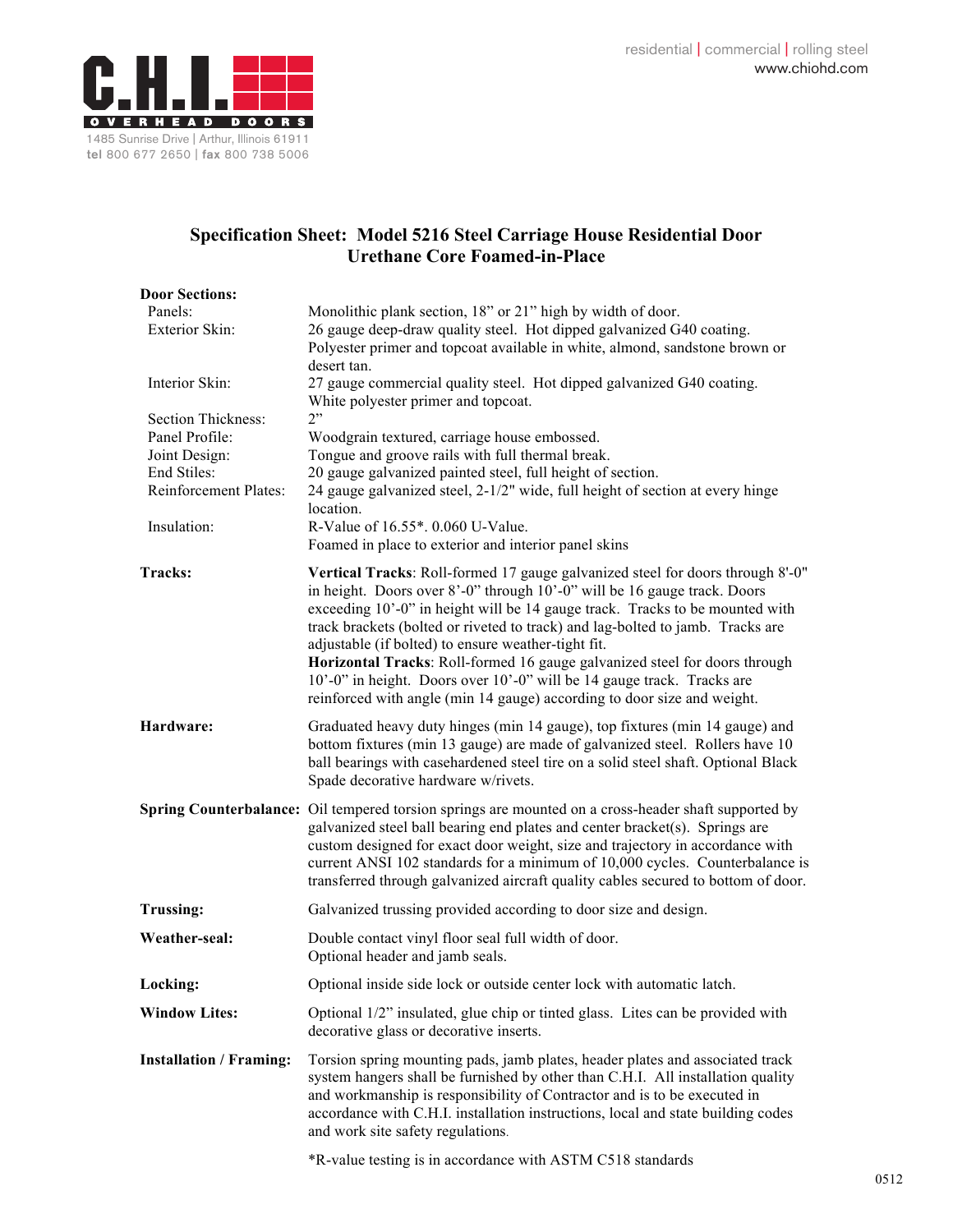**C.H.I. OVERHEAD DOORS**

1485 Sunrise Drive | Arthur, Illinois 61911
**tel** 800 677 2650 | **fax** 800 738 5006

residential | commercial | rolling steel
www.chiohd.com

# Specification Sheet: Model 5216 Steel Carriage House Residential Door Urethane Core Foamed-in-Place

**Door Sections:**

| | |
|---|---|
| Panels: | Monolithic plank section, 18" or 21" high by width of door. |
| Exterior Skin: | 26 gauge deep-draw quality steel. Hot dipped galvanized G40 coating. Polyester primer and topcoat available in white, almond, sandstone brown or desert tan. |
| Interior Skin: | 27 gauge commercial quality steel. Hot dipped galvanized G40 coating. White polyester primer and topcoat. |
| Section Thickness: | 2" |
| Panel Profile: | Woodgrain textured, carriage house embossed. |
| Joint Design: | Tongue and groove rails with full thermal break. |
| End Stiles: | 20 gauge galvanized painted steel, full height of section. |
| Reinforcement Plates: | 24 gauge galvanized steel, 2-1/2" wide, full height of section at every hinge location. |
| Insulation: | R-Value of 16.55*. 0.060 U-Value. Foamed in place to exterior and interior panel skins |

**Tracks:** **Vertical Tracks**: Roll-formed 17 gauge galvanized steel for doors through 8'-0" in height. Doors over 8'-0" through 10'-0" will be 16 gauge track. Doors exceeding 10'-0" in height will be 14 gauge track. Tracks to be mounted with track brackets (bolted or riveted to track) and lag-bolted to jamb. Tracks are adjustable (if bolted) to ensure weather-tight fit.
**Horizontal Tracks**: Roll-formed 16 gauge galvanized steel for doors through 10'-0" in height. Doors over 10'-0" will be 14 gauge track. Tracks are reinforced with angle (min 14 gauge) according to door size and weight.

**Hardware:** Graduated heavy duty hinges (min 14 gauge), top fixtures (min 14 gauge) and bottom fixtures (min 13 gauge) are made of galvanized steel. Rollers have 10 ball bearings with casehardened steel tire on a solid steel shaft. Optional Black Spade decorative hardware w/rivets.

**Spring Counterbalance:** Oil tempered torsion springs are mounted on a cross-header shaft supported by galvanized steel ball bearing end plates and center bracket(s). Springs are custom designed for exact door weight, size and trajectory in accordance with current ANSI 102 standards for a minimum of 10,000 cycles. Counterbalance is transferred through galvanized aircraft quality cables secured to bottom of door.

**Trussing:** Galvanized trussing provided according to door size and design.

**Weather-seal:** Double contact vinyl floor seal full width of door.
Optional header and jamb seals.

**Locking:** Optional inside side lock or outside center lock with automatic latch.

**Window Lites:** Optional 1/2" insulated, glue chip or tinted glass. Lites can be provided with decorative glass or decorative inserts.

**Installation / Framing:** Torsion spring mounting pads, jamb plates, header plates and associated track system hangers shall be furnished by other than C.H.I. All installation quality and workmanship is responsibility of Contractor and is to be executed in accordance with C.H.I. installation instructions, local and state building codes and work site safety regulations.

*R-value testing is in accordance with ASTM C518 standards

0512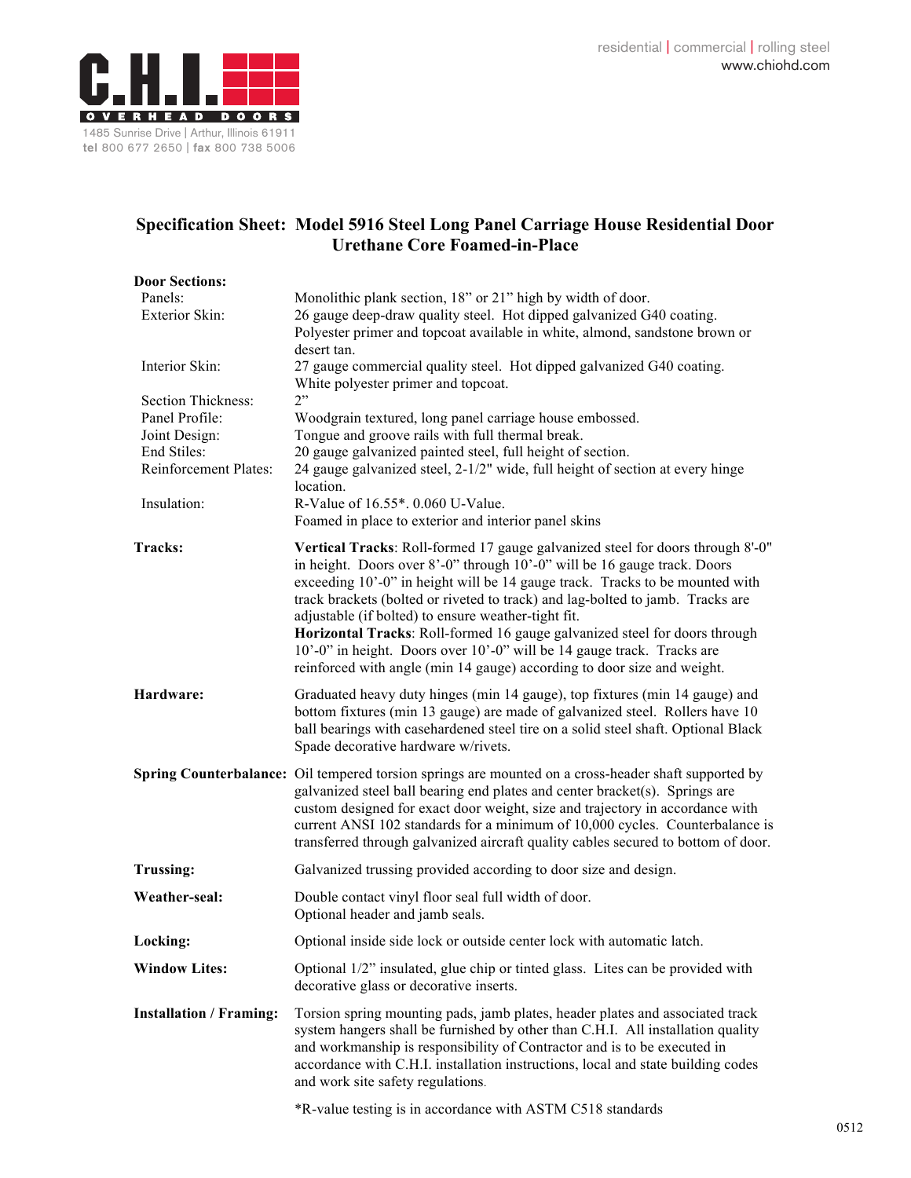C.H.I. OVERHEAD DOORS
1485 Sunrise Drive | Arthur, Illinois 61911
**tel** 800 677 2650 | **fax** 800 738 5006

residential | commercial | rolling steel
www.chiohd.com

# Specification Sheet: Model 5916 Steel Long Panel Carriage House Residential Door Urethane Core Foamed-in-Place

**Door Sections:**

| | |
|---|---|
| Panels: | Monolithic plank section, 18" or 21" high by width of door. |
| Exterior Skin: | 26 gauge deep-draw quality steel. Hot dipped galvanized G40 coating. Polyester primer and topcoat available in white, almond, sandstone brown or desert tan. |
| Interior Skin: | 27 gauge commercial quality steel. Hot dipped galvanized G40 coating. White polyester primer and topcoat. |
| Section Thickness: | 2" |
| Panel Profile: | Woodgrain textured, long panel carriage house embossed. |
| Joint Design: | Tongue and groove rails with full thermal break. |
| End Stiles: | 20 gauge galvanized painted steel, full height of section. |
| Reinforcement Plates: | 24 gauge galvanized steel, 2-1/2" wide, full height of section at every hinge location. |
| Insulation: | R-Value of 16.55*. 0.060 U-Value. Foamed in place to exterior and interior panel skins |

**Tracks:** **Vertical Tracks**: Roll-formed 17 gauge galvanized steel for doors through 8'-0" in height. Doors over 8'-0" through 10'-0" will be 16 gauge track. Doors exceeding 10'-0" in height will be 14 gauge track. Tracks to be mounted with track brackets (bolted or riveted to track) and lag-bolted to jamb. Tracks are adjustable (if bolted) to ensure weather-tight fit.
**Horizontal Tracks**: Roll-formed 16 gauge galvanized steel for doors through 10'-0" in height. Doors over 10'-0" will be 14 gauge track. Tracks are reinforced with angle (min 14 gauge) according to door size and weight.

**Hardware:** Graduated heavy duty hinges (min 14 gauge), top fixtures (min 14 gauge) and bottom fixtures (min 13 gauge) are made of galvanized steel. Rollers have 10 ball bearings with casehardened steel tire on a solid steel shaft. Optional Black Spade decorative hardware w/rivets.

**Spring Counterbalance:** Oil tempered torsion springs are mounted on a cross-header shaft supported by galvanized steel ball bearing end plates and center bracket(s). Springs are custom designed for exact door weight, size and trajectory in accordance with current ANSI 102 standards for a minimum of 10,000 cycles. Counterbalance is transferred through galvanized aircraft quality cables secured to bottom of door.

**Trussing:** Galvanized trussing provided according to door size and design.

**Weather-seal:** Double contact vinyl floor seal full width of door.
Optional header and jamb seals.

**Locking:** Optional inside side lock or outside center lock with automatic latch.

**Window Lites:** Optional 1/2" insulated, glue chip or tinted glass. Lites can be provided with decorative glass or decorative inserts.

**Installation / Framing:** Torsion spring mounting pads, jamb plates, header plates and associated track system hangers shall be furnished by other than C.H.I. All installation quality and workmanship is responsibility of Contractor and is to be executed in accordance with C.H.I. installation instructions, local and state building codes and work site safety regulations.

*R-value testing is in accordance with ASTM C518 standards

0512